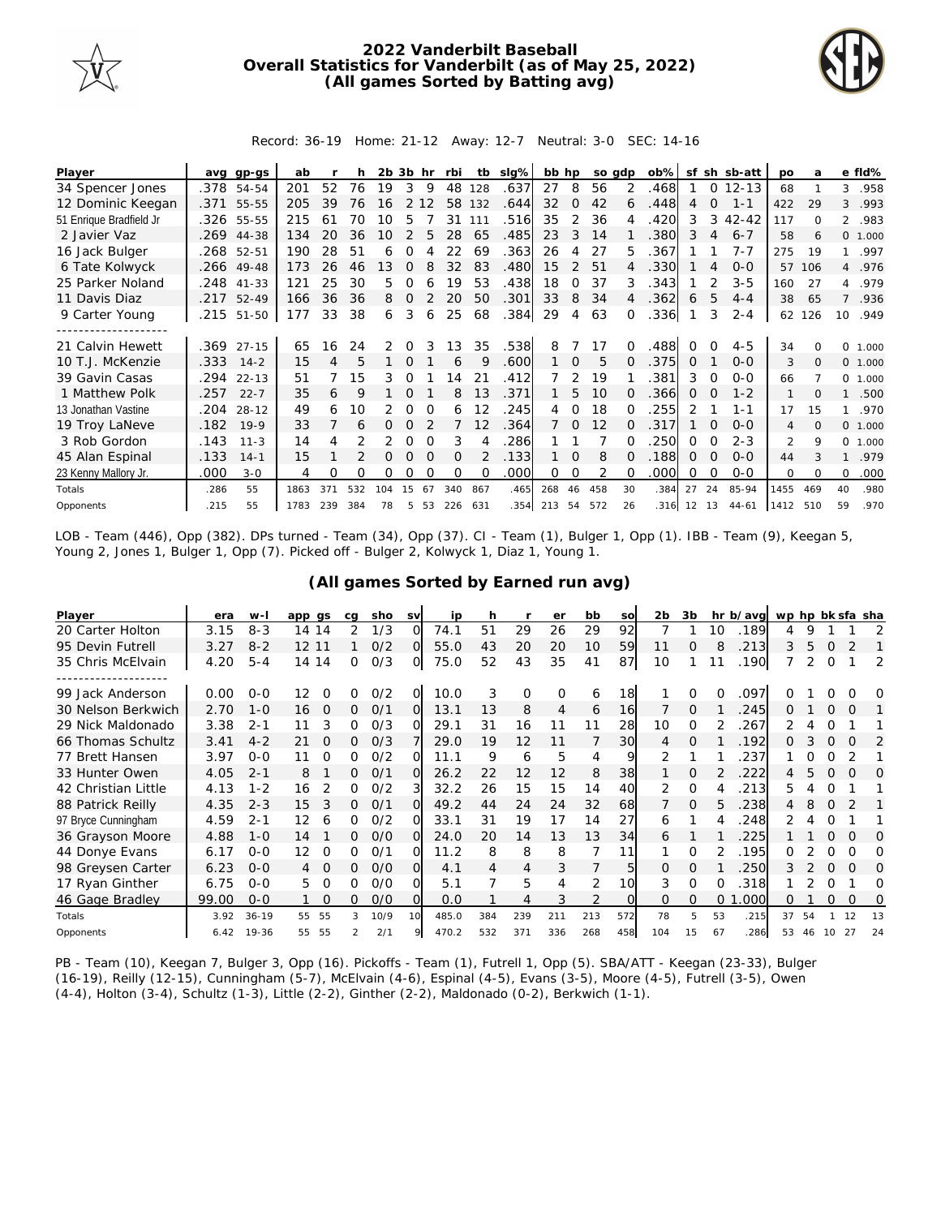# 2022 Vanderbilt Baseball
## Overall Statistics for Vanderbilt (as of May 25, 2022)
### (All games Sorted by Batting avg)

Record: 36-19 Home: 21-12 Away: 12-7 Neutral: 3-0 SEC: 14-16

| Player | avg | gp-gs | ab | r | h | 2b | 3b | hr | rbi | tb | slg% | bb | hp | so | gdp | ob% | sf | sh | sb-att | po | a | e | fld% |
|---|---|---|---|---|---|---|---|---|---|---|---|---|---|---|---|---|---|---|---|---|---|---|---|
| 34 Spencer Jones | .378 | 54-54 | 201 | 52 | 76 | 19 | 3 | 9 | 48 | 128 | .637 | 27 | 8 | 56 | 2 | .468 | 1 | 0 | 12-13 | 68 | 1 | 3 | .958 |
| 12 Dominic Keegan | .371 | 55-55 | 205 | 39 | 76 | 16 | 2 | 12 | 58 | 132 | .644 | 32 | 0 | 42 | 6 | .448 | 4 | 0 | 1-1 | 422 | 29 | 3 | .993 |
| 51 Enrique Bradfield Jr | .326 | 55-55 | 215 | 61 | 70 | 10 | 5 | 7 | 31 | 111 | .516 | 35 | 2 | 36 | 4 | .420 | 3 | 3 | 42-42 | 117 | 0 | 2 | .983 |
| 2 Javier Vaz | .269 | 44-38 | 134 | 20 | 36 | 10 | 2 | 5 | 28 | 65 | .485 | 23 | 3 | 14 | 1 | .380 | 3 | 4 | 6-7 | 58 | 6 | 0 | 1.000 |
| 16 Jack Bulger | .268 | 52-51 | 190 | 28 | 51 | 6 | 0 | 4 | 22 | 69 | .363 | 26 | 4 | 27 | 5 | .367 | 1 | 1 | 7-7 | 275 | 19 | 1 | .997 |
| 6 Tate Kolwyck | .266 | 49-48 | 173 | 26 | 46 | 13 | 0 | 8 | 32 | 83 | .480 | 15 | 2 | 51 | 4 | .330 | 1 | 4 | 0-0 | 57 | 106 | 4 | .976 |
| 25 Parker Noland | .248 | 41-33 | 121 | 25 | 30 | 5 | 0 | 6 | 19 | 53 | .438 | 18 | 0 | 37 | 3 | .343 | 1 | 2 | 3-5 | 160 | 27 | 4 | .979 |
| 11 Davis Diaz | .217 | 52-49 | 166 | 36 | 36 | 8 | 0 | 2 | 20 | 50 | .301 | 33 | 8 | 34 | 4 | .362 | 6 | 5 | 4-4 | 38 | 65 | 7 | .936 |
| 9 Carter Young | .215 | 51-50 | 177 | 33 | 38 | 6 | 3 | 6 | 25 | 68 | .384 | 29 | 4 | 63 | 0 | .336 | 1 | 3 | 2-4 | 62 | 126 | 10 | .949 |
| 21 Calvin Hewett | .369 | 27-15 | 65 | 16 | 24 | 2 | 0 | 3 | 13 | 35 | .538 | 8 | 7 | 17 | 0 | .488 | 0 | 0 | 4-5 | 34 | 0 | 0 | 1.000 |
| 10 T.J. McKenzie | .333 | 14-2 | 15 | 4 | 5 | 1 | 0 | 1 | 6 | 9 | .600 | 1 | 0 | 5 | 0 | .375 | 0 | 1 | 0-0 | 3 | 0 | 0 | 1.000 |
| 39 Gavin Casas | .294 | 22-13 | 51 | 7 | 15 | 3 | 0 | 1 | 14 | 21 | .412 | 7 | 2 | 19 | 1 | .381 | 3 | 0 | 0-0 | 66 | 7 | 0 | 1.000 |
| 1 Matthew Polk | .257 | 22-7 | 35 | 6 | 9 | 1 | 0 | 1 | 8 | 13 | .371 | 1 | 5 | 10 | 0 | .366 | 0 | 0 | 1-2 | 1 | 0 | 1 | .500 |
| 13 Jonathan Vastine | .204 | 28-12 | 49 | 6 | 10 | 2 | 0 | 0 | 6 | 12 | .245 | 4 | 0 | 18 | 0 | .255 | 2 | 1 | 1-1 | 17 | 15 | 1 | .970 |
| 19 Troy LaNeve | .182 | 19-9 | 33 | 7 | 6 | 0 | 0 | 2 | 7 | 12 | .364 | 7 | 0 | 12 | 0 | .317 | 1 | 0 | 0-0 | 4 | 0 | 0 | 1.000 |
| 3 Rob Gordon | .143 | 11-3 | 14 | 4 | 2 | 2 | 0 | 0 | 3 | 4 | .286 | 1 | 1 | 7 | 0 | .250 | 0 | 0 | 2-3 | 2 | 9 | 0 | 1.000 |
| 45 Alan Espinal | .133 | 14-1 | 15 | 1 | 2 | 0 | 0 | 0 | 0 | 2 | .133 | 1 | 0 | 8 | 0 | .188 | 0 | 0 | 0-0 | 44 | 3 | 1 | .979 |
| 23 Kenny Mallory Jr. | .000 | 3-0 | 4 | 0 | 0 | 0 | 0 | 0 | 0 | 0 | .000 | 0 | 0 | 2 | 0 | .000 | 0 | 0 | 0-0 | 0 | 0 | 0 | .000 |
| Totals | .286 | 55 | 1863 | 371 | 532 | 104 | 15 | 67 | 340 | 867 | .465 | 268 | 46 | 458 | 30 | .384 | 27 | 24 | 85-94 | 1455 | 469 | 40 | .980 |
| Opponents | .215 | 55 | 1783 | 239 | 384 | 78 | 5 | 53 | 226 | 631 | .354 | 213 | 54 | 572 | 26 | .316 | 12 | 13 | 44-61 | 1412 | 510 | 59 | .970 |

LOB - Team (446), Opp (382). DPs turned - Team (34), Opp (37). CI - Team (1), Bulger 1, Opp (1). IBB - Team (9), Keegan 5, Young 2, Jones 1, Bulger 1, Opp (7). Picked off - Bulger 2, Kolwyck 1, Diaz 1, Young 1.

## (All games Sorted by Earned run avg)

| Player | era | w-l | app | gs | cg | sho | sv | ip | h | r | er | bb | so | 2b | 3b | hr | b/avg | wp | hp | bk | sfa | sha |
|---|---|---|---|---|---|---|---|---|---|---|---|---|---|---|---|---|---|---|---|---|---|---|
| 20 Carter Holton | 3.15 | 8-3 | 14 | 14 | 2 | 1/3 | 0 | 74.1 | 51 | 29 | 26 | 29 | 92 | 7 | 1 | 10 | .189 | 4 | 9 | 1 | 1 | 2 |
| 95 Devin Futrell | 3.27 | 8-2 | 12 | 11 | 1 | 0/2 | 0 | 55.0 | 43 | 20 | 20 | 10 | 59 | 11 | 0 | 8 | .213 | 3 | 5 | 0 | 2 | 1 |
| 35 Chris McElvain | 4.20 | 5-4 | 14 | 14 | 0 | 0/3 | 0 | 75.0 | 52 | 43 | 35 | 41 | 87 | 10 | 1 | 11 | .190 | 7 | 2 | 0 | 1 | 2 |
| 99 Jack Anderson | 0.00 | 0-0 | 12 | 0 | 0 | 0/2 | 0 | 10.0 | 3 | 0 | 0 | 6 | 18 | 1 | 0 | 0 | .097 | 0 | 1 | 0 | 0 | 0 |
| 30 Nelson Berkwich | 2.70 | 1-0 | 16 | 0 | 0 | 0/1 | 0 | 13.1 | 13 | 8 | 4 | 6 | 16 | 7 | 0 | 1 | .245 | 0 | 1 | 0 | 0 | 1 |
| 29 Nick Maldonado | 3.38 | 2-1 | 11 | 3 | 0 | 0/3 | 0 | 29.1 | 31 | 16 | 11 | 11 | 28 | 10 | 0 | 2 | .267 | 2 | 4 | 0 | 1 | 1 |
| 66 Thomas Schultz | 3.41 | 4-2 | 21 | 0 | 0 | 0/3 | 7 | 29.0 | 19 | 12 | 11 | 7 | 30 | 4 | 0 | 1 | .192 | 0 | 3 | 0 | 0 | 2 |
| 77 Brett Hansen | 3.97 | 0-0 | 11 | 0 | 0 | 0/2 | 0 | 11.1 | 9 | 6 | 5 | 4 | 9 | 2 | 1 | 1 | .237 | 1 | 0 | 0 | 2 | 1 |
| 33 Hunter Owen | 4.05 | 2-1 | 8 | 1 | 0 | 0/1 | 0 | 26.2 | 22 | 12 | 12 | 8 | 38 | 1 | 0 | 2 | .222 | 4 | 5 | 0 | 0 | 0 |
| 42 Christian Little | 4.13 | 1-2 | 16 | 2 | 0 | 0/2 | 3 | 32.2 | 26 | 15 | 15 | 14 | 40 | 2 | 0 | 4 | .213 | 5 | 4 | 0 | 1 | 1 |
| 88 Patrick Reilly | 4.35 | 2-3 | 15 | 3 | 0 | 0/1 | 0 | 49.2 | 44 | 24 | 24 | 32 | 68 | 7 | 0 | 5 | .238 | 4 | 8 | 0 | 2 | 1 |
| 97 Bryce Cunningham | 4.59 | 2-1 | 12 | 6 | 0 | 0/2 | 0 | 33.1 | 31 | 19 | 17 | 14 | 27 | 6 | 1 | 4 | .248 | 2 | 4 | 0 | 1 | 1 |
| 36 Grayson Moore | 4.88 | 1-0 | 14 | 1 | 0 | 0/0 | 0 | 24.0 | 20 | 14 | 13 | 13 | 34 | 6 | 1 | 1 | .225 | 1 | 1 | 0 | 0 | 0 |
| 44 Donye Evans | 6.17 | 0-0 | 12 | 0 | 0 | 0/1 | 0 | 11.2 | 8 | 8 | 8 | 7 | 11 | 1 | 0 | 2 | .195 | 0 | 2 | 0 | 0 | 0 |
| 98 Greysen Carter | 6.23 | 0-0 | 4 | 0 | 0 | 0/0 | 0 | 4.1 | 4 | 4 | 3 | 7 | 5 | 0 | 0 | 1 | .250 | 3 | 2 | 0 | 0 | 0 |
| 17 Ryan Ginther | 6.75 | 0-0 | 5 | 0 | 0 | 0/0 | 0 | 5.1 | 7 | 5 | 4 | 2 | 10 | 3 | 0 | 0 | .318 | 1 | 2 | 0 | 1 | 0 |
| 46 Gage Bradley | 99.00 | 0-0 | 1 | 0 | 0 | 0/0 | 0 | 0.0 | 1 | 4 | 3 | 2 | 0 | 0 | 0 | 0 | 1.000 | 0 | 1 | 0 | 0 | 0 |
| Totals | 3.92 | 36-19 | 55 | 55 | 3 | 10/9 | 10 | 485.0 | 384 | 239 | 211 | 213 | 572 | 78 | 5 | 53 | .215 | 37 | 54 | 1 | 12 | 13 |
| Opponents | 6.42 | 19-36 | 55 | 55 | 2 | 2/1 | 9 | 470.2 | 532 | 371 | 336 | 268 | 458 | 104 | 15 | 67 | .286 | 53 | 46 | 10 | 27 | 24 |

PB - Team (10), Keegan 7, Bulger 3, Opp (16). Pickoffs - Team (1), Futrell 1, Opp (5). SBA/ATT - Keegan (23-33), Bulger (16-19), Reilly (12-15), Cunningham (5-7), McElvain (4-6), Espinal (4-5), Evans (3-5), Moore (4-5), Futrell (3-5), Owen (4-4), Holton (3-4), Schultz (1-3), Little (2-2), Ginther (2-2), Maldonado (0-2), Berkwich (1-1).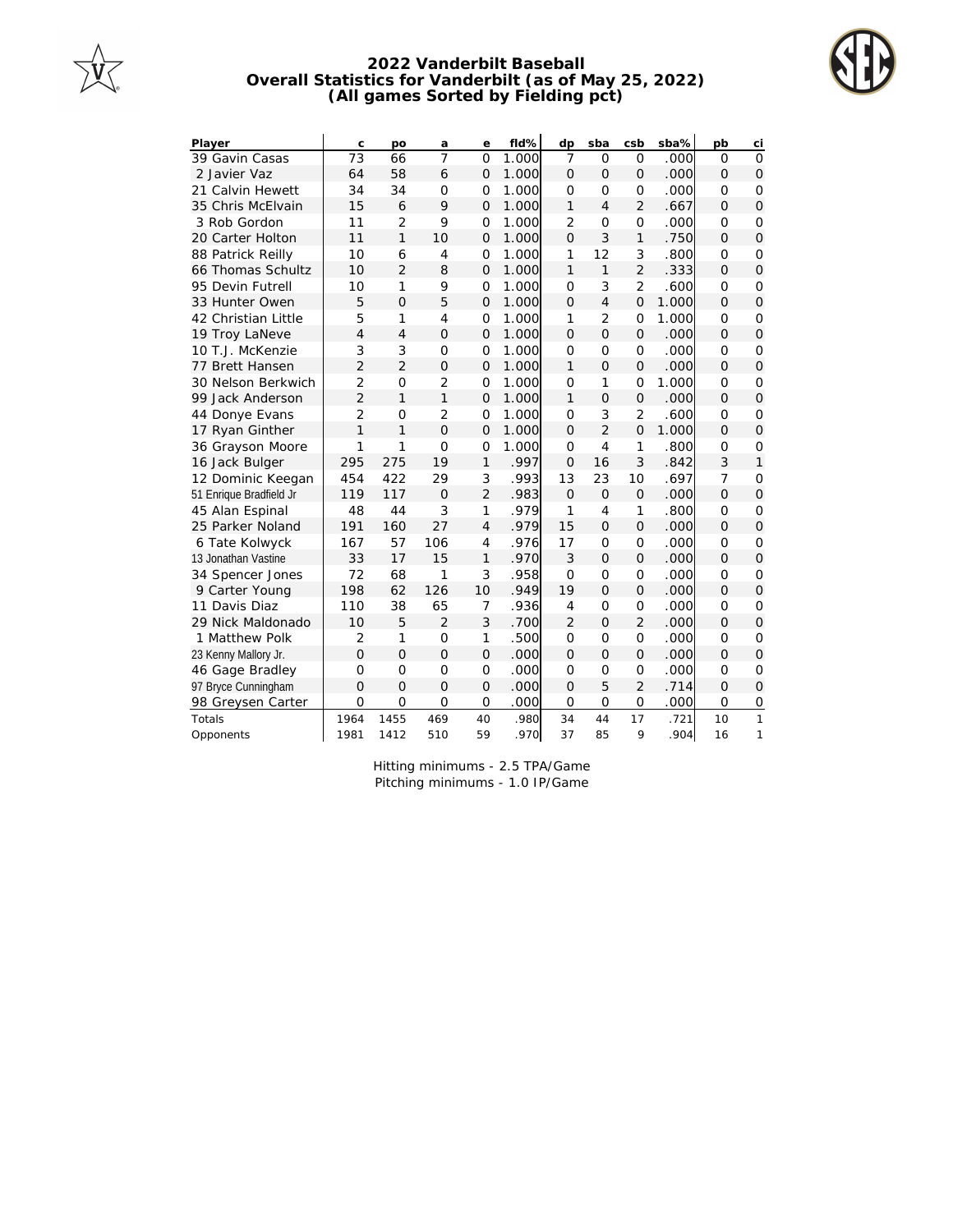# 2022 Vanderbilt Baseball
## Overall Statistics for Vanderbilt (as of May 25, 2022)
## (All games Sorted by Fielding pct)

| Player | c | po | a | e | fld% | dp | sba | csb | sba% | pb | ci |
|---|---|---|---|---|---|---|---|---|---|---|---|
| 39 Gavin Casas | 73 | 66 | 7 | 0 | 1.000 | 7 | 0 | 0 | .000 | 0 | 0 |
| 2 Javier Vaz | 64 | 58 | 6 | 0 | 1.000 | 0 | 0 | 0 | .000 | 0 | 0 |
| 21 Calvin Hewett | 34 | 34 | 0 | 0 | 1.000 | 0 | 0 | 0 | .000 | 0 | 0 |
| 35 Chris McElvain | 15 | 6 | 9 | 0 | 1.000 | 1 | 4 | 2 | .667 | 0 | 0 |
| 3 Rob Gordon | 11 | 2 | 9 | 0 | 1.000 | 2 | 0 | 0 | .000 | 0 | 0 |
| 20 Carter Holton | 11 | 1 | 10 | 0 | 1.000 | 0 | 3 | 1 | .750 | 0 | 0 |
| 88 Patrick Reilly | 10 | 6 | 4 | 0 | 1.000 | 1 | 12 | 3 | .800 | 0 | 0 |
| 66 Thomas Schultz | 10 | 2 | 8 | 0 | 1.000 | 1 | 1 | 2 | .333 | 0 | 0 |
| 95 Devin Futrell | 10 | 1 | 9 | 0 | 1.000 | 0 | 3 | 2 | .600 | 0 | 0 |
| 33 Hunter Owen | 5 | 0 | 5 | 0 | 1.000 | 0 | 4 | 0 | 1.000 | 0 | 0 |
| 42 Christian Little | 5 | 1 | 4 | 0 | 1.000 | 1 | 2 | 0 | 1.000 | 0 | 0 |
| 19 Troy LaNeve | 4 | 4 | 0 | 0 | 1.000 | 0 | 0 | 0 | .000 | 0 | 0 |
| 10 T.J. McKenzie | 3 | 3 | 0 | 0 | 1.000 | 0 | 0 | 0 | .000 | 0 | 0 |
| 77 Brett Hansen | 2 | 2 | 0 | 0 | 1.000 | 1 | 0 | 0 | .000 | 0 | 0 |
| 30 Nelson Berkwich | 2 | 0 | 2 | 0 | 1.000 | 0 | 1 | 0 | 1.000 | 0 | 0 |
| 99 Jack Anderson | 2 | 1 | 1 | 0 | 1.000 | 1 | 0 | 0 | .000 | 0 | 0 |
| 44 Donye Evans | 2 | 0 | 2 | 0 | 1.000 | 0 | 3 | 2 | .600 | 0 | 0 |
| 17 Ryan Ginther | 1 | 1 | 0 | 0 | 1.000 | 0 | 2 | 0 | 1.000 | 0 | 0 |
| 36 Grayson Moore | 1 | 1 | 0 | 0 | 1.000 | 0 | 4 | 1 | .800 | 0 | 0 |
| 16 Jack Bulger | 295 | 275 | 19 | 1 | .997 | 0 | 16 | 3 | .842 | 3 | 1 |
| 12 Dominic Keegan | 454 | 422 | 29 | 3 | .993 | 13 | 23 | 10 | .697 | 7 | 0 |
| 51 Enrique Bradfield Jr | 119 | 117 | 0 | 2 | .983 | 0 | 0 | 0 | .000 | 0 | 0 |
| 45 Alan Espinal | 48 | 44 | 3 | 1 | .979 | 1 | 4 | 1 | .800 | 0 | 0 |
| 25 Parker Noland | 191 | 160 | 27 | 4 | .979 | 15 | 0 | 0 | .000 | 0 | 0 |
| 6 Tate Kolwyck | 167 | 57 | 106 | 4 | .976 | 17 | 0 | 0 | .000 | 0 | 0 |
| 13 Jonathan Vastine | 33 | 17 | 15 | 1 | .970 | 3 | 0 | 0 | .000 | 0 | 0 |
| 34 Spencer Jones | 72 | 68 | 1 | 3 | .958 | 0 | 0 | 0 | .000 | 0 | 0 |
| 9 Carter Young | 198 | 62 | 126 | 10 | .949 | 19 | 0 | 0 | .000 | 0 | 0 |
| 11 Davis Diaz | 110 | 38 | 65 | 7 | .936 | 4 | 0 | 0 | .000 | 0 | 0 |
| 29 Nick Maldonado | 10 | 5 | 2 | 3 | .700 | 2 | 0 | 2 | .000 | 0 | 0 |
| 1 Matthew Polk | 2 | 1 | 0 | 1 | .500 | 0 | 0 | 0 | .000 | 0 | 0 |
| 23 Kenny Mallory Jr. | 0 | 0 | 0 | 0 | .000 | 0 | 0 | 0 | .000 | 0 | 0 |
| 46 Gage Bradley | 0 | 0 | 0 | 0 | .000 | 0 | 0 | 0 | .000 | 0 | 0 |
| 97 Bryce Cunningham | 0 | 0 | 0 | 0 | .000 | 0 | 5 | 2 | .714 | 0 | 0 |
| 98 Greysen Carter | 0 | 0 | 0 | 0 | .000 | 0 | 0 | 0 | .000 | 0 | 0 |
| Totals | 1964 | 1455 | 469 | 40 | .980 | 34 | 44 | 17 | .721 | 10 | 1 |
| Opponents | 1981 | 1412 | 510 | 59 | .970 | 37 | 85 | 9 | .904 | 16 | 1 |

Hitting minimums - 2.5 TPA/Game
Pitching minimums - 1.0 IP/Game